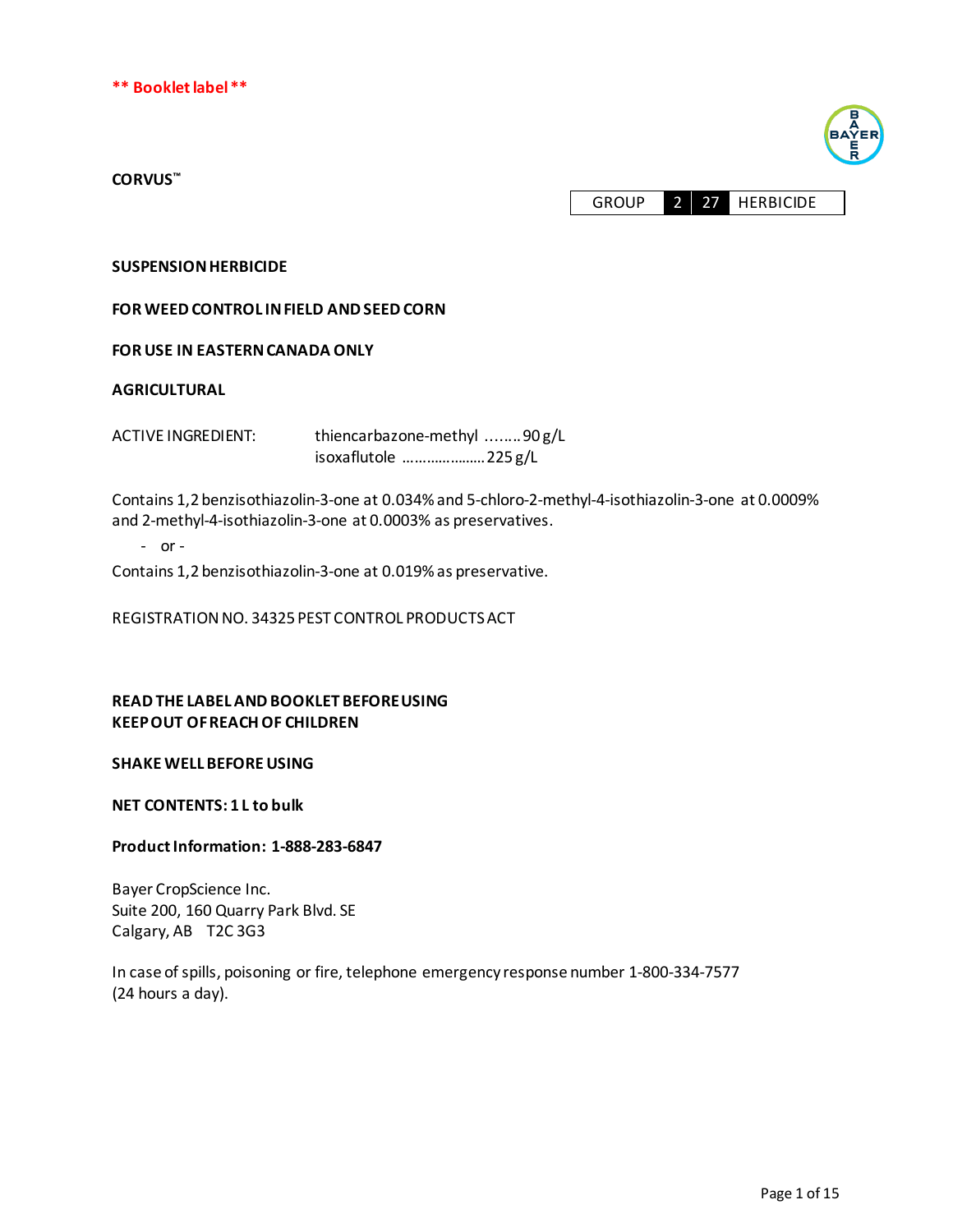**\*\* Booklet label \*\***

**CORVUS™**

| GROUP | 2 | 27 | HERBICIDE |
|---|---|---|---|

**SUSPENSION HERBICIDE**

**FOR WEED CONTROL IN FIELD AND SEED CORN**

**FOR USE IN EASTERN CANADA ONLY**

**AGRICULTURAL**

ACTIVE INGREDIENT: thiencarbazone-methyl ........ 90 g/L
isoxaflutole ..................... 225 g/L

Contains 1,2 benzisothiazolin-3-one at 0.034% and 5-chloro-2-methyl-4-isothiazolin-3-one at 0.0009% and 2-methyl-4-isothiazolin-3-one at 0.0003% as preservatives.

\- or -

Contains 1,2 benzisothiazolin-3-one at 0.019% as preservative.

REGISTRATION NO. 34325 PEST CONTROL PRODUCTS ACT

**READ THE LABEL AND BOOKLET BEFORE USING**
**KEEP OUT OF REACH OF CHILDREN**

**SHAKE WELL BEFORE USING**

**NET CONTENTS: 1 L to bulk**

**Product Information: 1-888-283-6847**

Bayer CropScience Inc.
Suite 200, 160 Quarry Park Blvd. SE
Calgary, AB T2C 3G3

In case of spills, poisoning or fire, telephone emergency response number 1-800-334-7577 (24 hours a day).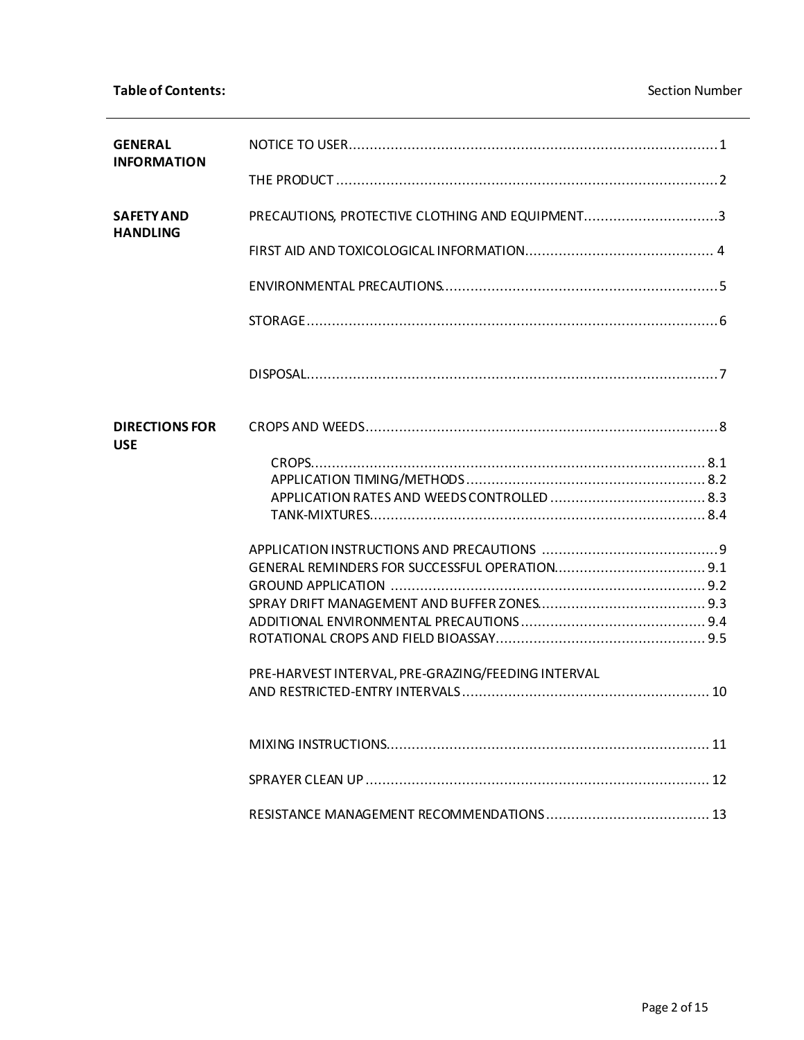**Table of Contents:**

| | | Section Number |
|---|---|---|
| **GENERAL INFORMATION** | NOTICE TO USER | 1 |
| | THE PRODUCT | 2 |
| **SAFETY AND HANDLING** | PRECAUTIONS, PROTECTIVE CLOTHING AND EQUIPMENT | 3 |
| | FIRST AID AND TOXICOLOGICAL INFORMATION | 4 |
| | ENVIRONMENTAL PRECAUTIONS | 5 |
| | STORAGE | 6 |
| | DISPOSAL | 7 |
| **DIRECTIONS FOR USE** | CROPS AND WEEDS | 8 |
| | CROPS | 8.1 |
| | APPLICATION TIMING/METHODS | 8.2 |
| | APPLICATION RATES AND WEEDS CONTROLLED | 8.3 |
| | TANK-MIXTURES | 8.4 |
| | APPLICATION INSTRUCTIONS AND PRECAUTIONS | 9 |
| | GENERAL REMINDERS FOR SUCCESSFUL OPERATION | 9.1 |
| | GROUND APPLICATION | 9.2 |
| | SPRAY DRIFT MANAGEMENT AND BUFFER ZONES | 9.3 |
| | ADDITIONAL ENVIRONMENTAL PRECAUTIONS | 9.4 |
| | ROTATIONAL CROPS AND FIELD BIOASSAY | 9.5 |
| | PRE-HARVEST INTERVAL, PRE-GRAZING/FEEDING INTERVAL AND RESTRICTED-ENTRY INTERVALS | 10 |
| | MIXING INSTRUCTIONS | 11 |
| | SPRAYER CLEAN UP | 12 |
| | RESISTANCE MANAGEMENT RECOMMENDATIONS | 13 |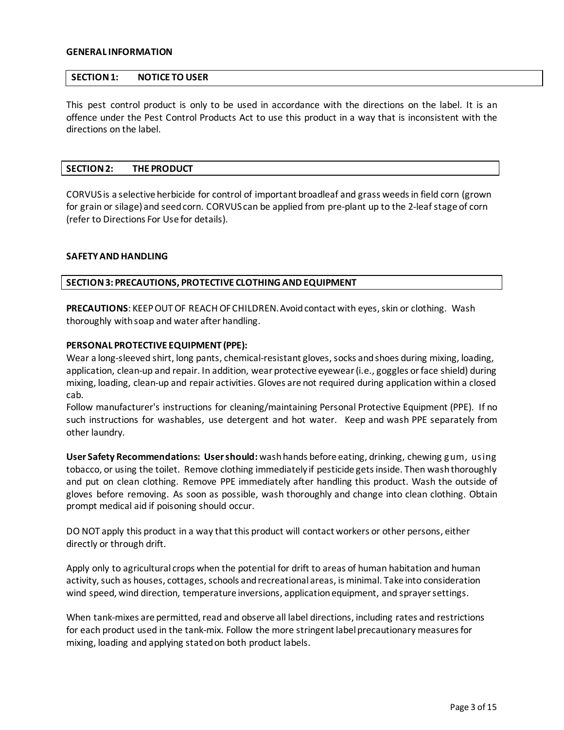**GENERAL INFORMATION**

## SECTION 1: NOTICE TO USER

This pest control product is only to be used in accordance with the directions on the label. It is an offence under the Pest Control Products Act to use this product in a way that is inconsistent with the directions on the label.

## SECTION 2: THE PRODUCT

CORVUS is a selective herbicide for control of important broadleaf and grass weeds in field corn (grown for grain or silage) and seed corn. CORVUS can be applied from pre-plant up to the 2-leaf stage of corn (refer to Directions For Use for details).

**SAFETY AND HANDLING**

## SECTION 3: PRECAUTIONS, PROTECTIVE CLOTHING AND EQUIPMENT

**PRECAUTIONS**: KEEP OUT OF REACH OF CHILDREN. Avoid contact with eyes, skin or clothing. Wash thoroughly with soap and water after handling.

**PERSONAL PROTECTIVE EQUIPMENT (PPE):**
Wear a long-sleeved shirt, long pants, chemical-resistant gloves, socks and shoes during mixing, loading, application, clean-up and repair. In addition, wear protective eyewear (i.e., goggles or face shield) during mixing, loading, clean-up and repair activities. Gloves are not required during application within a closed cab.
Follow manufacturer's instructions for cleaning/maintaining Personal Protective Equipment (PPE). If no such instructions for washables, use detergent and hot water. Keep and wash PPE separately from other laundry.

**User Safety Recommendations: User should:** wash hands before eating, drinking, chewing gum, using tobacco, or using the toilet. Remove clothing immediately if pesticide gets inside. Then wash thoroughly and put on clean clothing. Remove PPE immediately after handling this product. Wash the outside of gloves before removing. As soon as possible, wash thoroughly and change into clean clothing. Obtain prompt medical aid if poisoning should occur.

DO NOT apply this product in a way that this product will contact workers or other persons, either directly or through drift.

Apply only to agricultural crops when the potential for drift to areas of human habitation and human activity, such as houses, cottages, schools and recreational areas, is minimal. Take into consideration wind speed, wind direction, temperature inversions, application equipment, and sprayer settings.

When tank-mixes are permitted, read and observe all label directions, including rates and restrictions for each product used in the tank-mix. Follow the more stringent label precautionary measures for mixing, loading and applying stated on both product labels.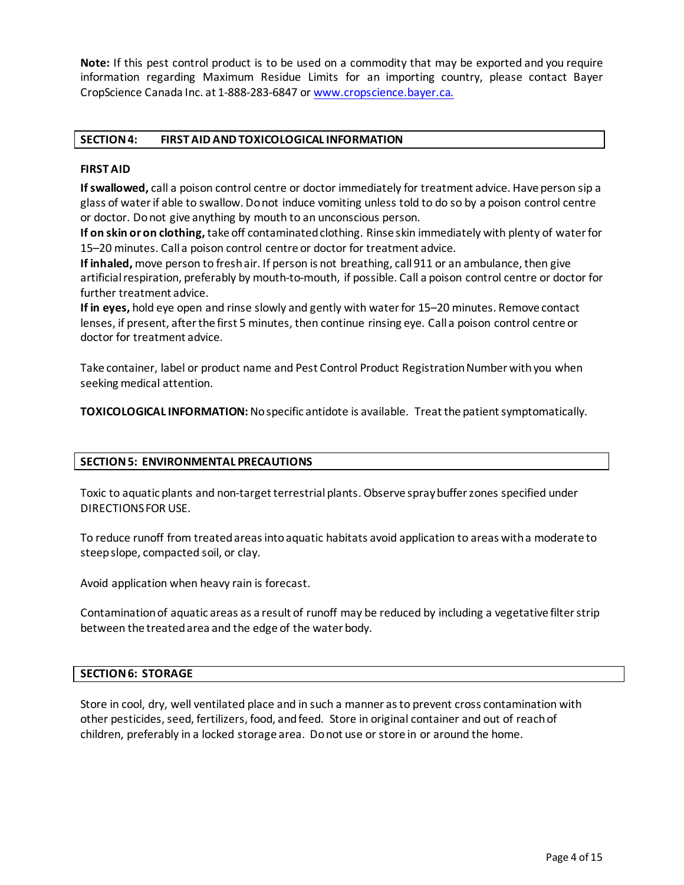**Note:** If this pest control product is to be used on a commodity that may be exported and you require information regarding Maximum Residue Limits for an importing country, please contact Bayer CropScience Canada Inc. at 1-888-283-6847 or [www.cropscience.bayer.ca.](www.cropscience.bayer.ca)

## SECTION 4: FIRST AID AND TOXICOLOGICAL INFORMATION

### FIRST AID

**If swallowed,** call a poison control centre or doctor immediately for treatment advice. Have person sip a glass of water if able to swallow. Do not induce vomiting unless told to do so by a poison control centre or doctor. Do not give anything by mouth to an unconscious person.
**If on skin or on clothing,** take off contaminated clothing. Rinse skin immediately with plenty of water for 15–20 minutes. Call a poison control centre or doctor for treatment advice.
**If inhaled,** move person to fresh air. If person is not breathing, call 911 or an ambulance, then give artificial respiration, preferably by mouth-to-mouth, if possible. Call a poison control centre or doctor for further treatment advice.
**If in eyes,** hold eye open and rinse slowly and gently with water for 15–20 minutes. Remove contact lenses, if present, after the first 5 minutes, then continue rinsing eye. Call a poison control centre or doctor for treatment advice.

Take container, label or product name and Pest Control Product Registration Number with you when seeking medical attention.

**TOXICOLOGICAL INFORMATION:** No specific antidote is available. Treat the patient symptomatically.

## SECTION 5: ENVIRONMENTAL PRECAUTIONS

Toxic to aquatic plants and non-target terrestrial plants. Observe spray buffer zones specified under DIRECTIONS FOR USE.

To reduce runoff from treated areas into aquatic habitats avoid application to areas with a moderate to steep slope, compacted soil, or clay.

Avoid application when heavy rain is forecast.

Contamination of aquatic areas as a result of runoff may be reduced by including a vegetative filter strip between the treated area and the edge of the water body.

## SECTION 6: STORAGE

Store in cool, dry, well ventilated place and in such a manner as to prevent cross contamination with other pesticides, seed, fertilizers, food, and feed. Store in original container and out of reach of children, preferably in a locked storage area. Do not use or store in or around the home.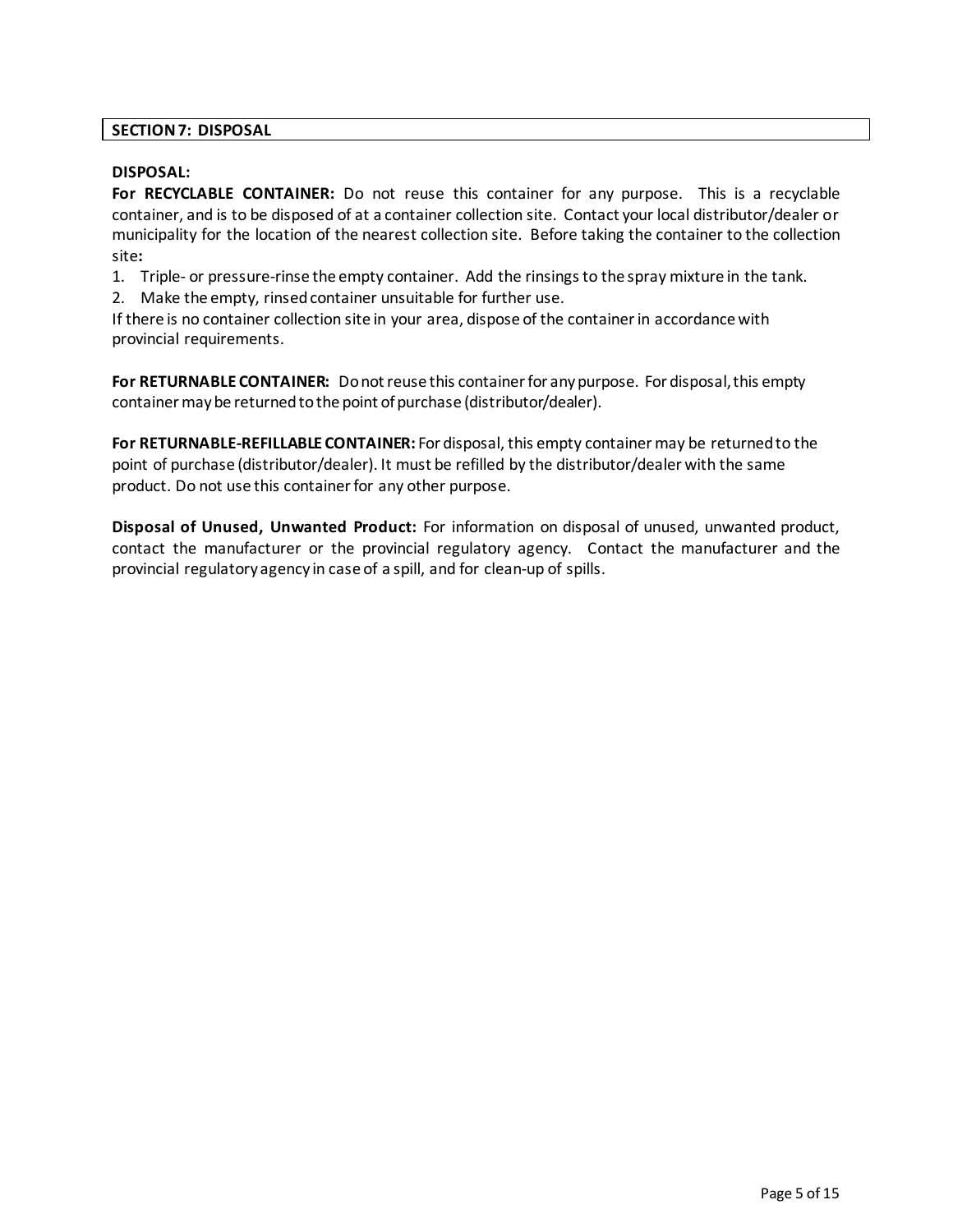## SECTION 7: DISPOSAL

**DISPOSAL:**

**For RECYCLABLE CONTAINER:** Do not reuse this container for any purpose. This is a recyclable container, and is to be disposed of at a container collection site. Contact your local distributor/dealer or municipality for the location of the nearest collection site. Before taking the container to the collection site**:**

1. Triple- or pressure-rinse the empty container. Add the rinsings to the spray mixture in the tank.
2. Make the empty, rinsed container unsuitable for further use.

If there is no container collection site in your area, dispose of the container in accordance with provincial requirements.

**For RETURNABLE CONTAINER:** Do not reuse this container for any purpose. For disposal, this empty container may be returned to the point of purchase (distributor/dealer).

**For RETURNABLE-REFILLABLE CONTAINER:** For disposal, this empty container may be returned to the point of purchase (distributor/dealer). It must be refilled by the distributor/dealer with the same product. Do not use this container for any other purpose.

**Disposal of Unused, Unwanted Product:** For information on disposal of unused, unwanted product, contact the manufacturer or the provincial regulatory agency. Contact the manufacturer and the provincial regulatory agency in case of a spill, and for clean-up of spills.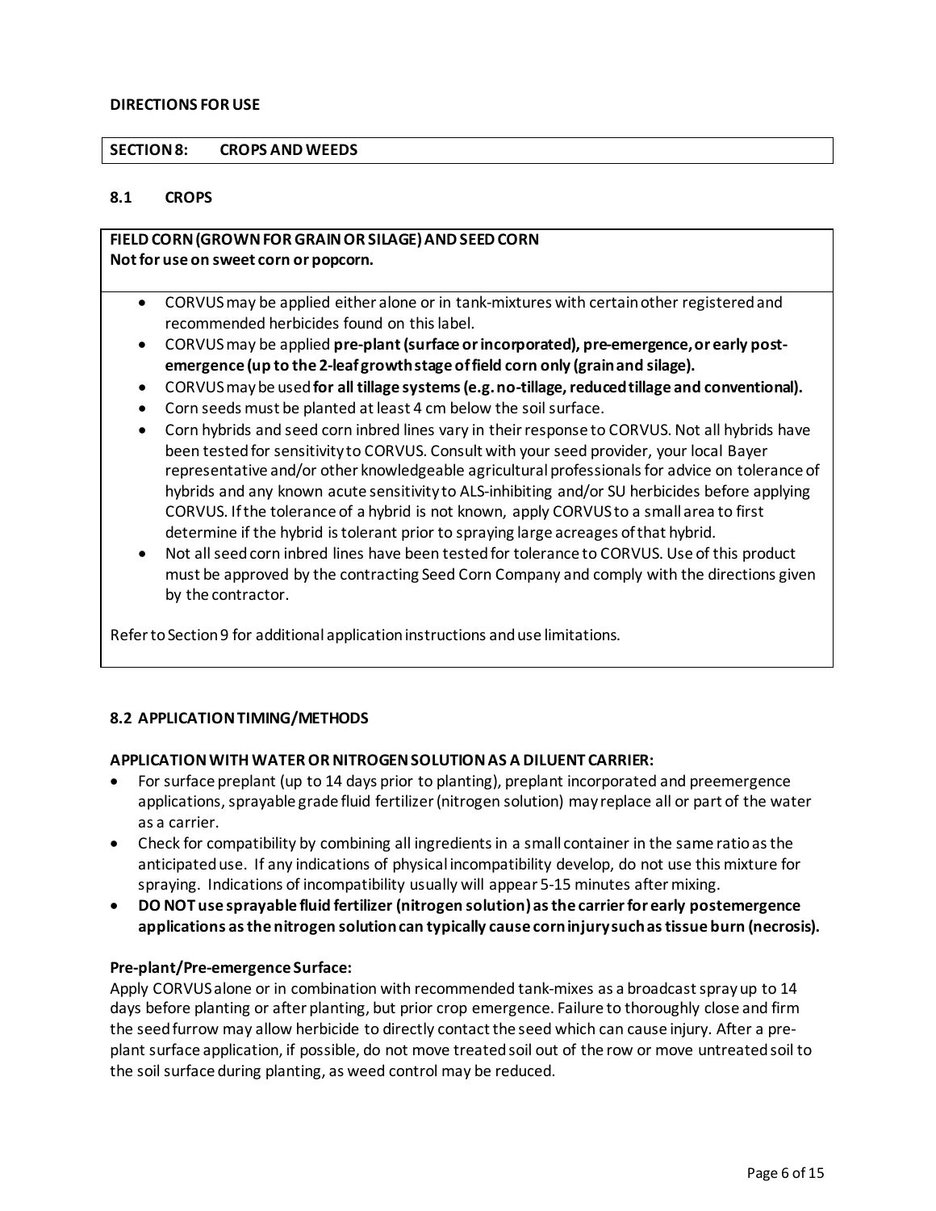**DIRECTIONS FOR USE**

## SECTION 8: CROPS AND WEEDS

### 8.1 CROPS

**FIELD CORN (GROWN FOR GRAIN OR SILAGE) AND SEED CORN**
**Not for use on sweet corn or popcorn.**

- CORVUS may be applied either alone or in tank-mixtures with certain other registered and recommended herbicides found on this label.
- CORVUS may be applied **pre-plant (surface or incorporated), pre-emergence, or early post-emergence (up to the 2-leaf growth stage of field corn only (grain and silage).**
- CORVUS may be used **for all tillage systems (e.g. no-tillage, reduced tillage and conventional).**
- Corn seeds must be planted at least 4 cm below the soil surface.
- Corn hybrids and seed corn inbred lines vary in their response to CORVUS. Not all hybrids have been tested for sensitivity to CORVUS. Consult with your seed provider, your local Bayer representative and/or other knowledgeable agricultural professionals for advice on tolerance of hybrids and any known acute sensitivity to ALS-inhibiting and/or SU herbicides before applying CORVUS. If the tolerance of a hybrid is not known, apply CORVUS to a small area to first determine if the hybrid is tolerant prior to spraying large acreages of that hybrid.
- Not all seed corn inbred lines have been tested for tolerance to CORVUS. Use of this product must be approved by the contracting Seed Corn Company and comply with the directions given by the contractor.

Refer to Section 9 for additional application instructions and use limitations.

### 8.2 APPLICATION TIMING/METHODS

**APPLICATION WITH WATER OR NITROGEN SOLUTION AS A DILUENT CARRIER:**

- For surface preplant (up to 14 days prior to planting), preplant incorporated and preemergence applications, sprayable grade fluid fertilizer (nitrogen solution) may replace all or part of the water as a carrier.
- Check for compatibility by combining all ingredients in a small container in the same ratio as the anticipated use. If any indications of physical incompatibility develop, do not use this mixture for spraying. Indications of incompatibility usually will appear 5-15 minutes after mixing.
- **DO NOT use sprayable fluid fertilizer (nitrogen solution) as the carrier for early postemergence applications as the nitrogen solution can typically cause corn injury such as tissue burn (necrosis).**

**Pre-plant/Pre-emergence Surface:**

Apply CORVUS alone or in combination with recommended tank-mixes as a broadcast spray up to 14 days before planting or after planting, but prior crop emergence. Failure to thoroughly close and firm the seed furrow may allow herbicide to directly contact the seed which can cause injury. After a pre-plant surface application, if possible, do not move treated soil out of the row or move untreated soil to the soil surface during planting, as weed control may be reduced.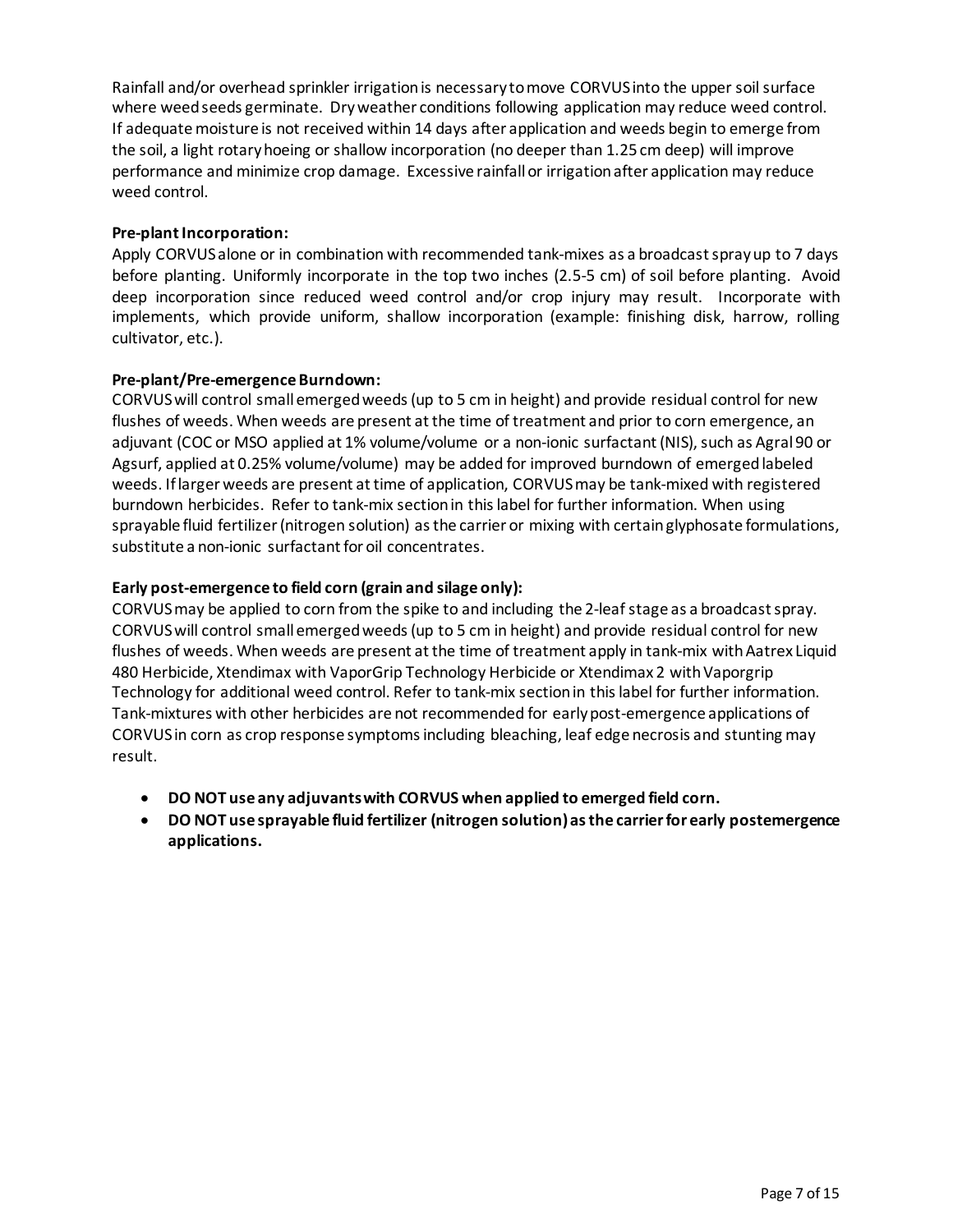Rainfall and/or overhead sprinkler irrigation is necessary to move CORVUS into the upper soil surface where weed seeds germinate. Dry weather conditions following application may reduce weed control. If adequate moisture is not received within 14 days after application and weeds begin to emerge from the soil, a light rotary hoeing or shallow incorporation (no deeper than 1.25 cm deep) will improve performance and minimize crop damage. Excessive rainfall or irrigation after application may reduce weed control.

**Pre-plant Incorporation:**

Apply CORVUS alone or in combination with recommended tank-mixes as a broadcast spray up to 7 days before planting. Uniformly incorporate in the top two inches (2.5-5 cm) of soil before planting. Avoid deep incorporation since reduced weed control and/or crop injury may result. Incorporate with implements, which provide uniform, shallow incorporation (example: finishing disk, harrow, rolling cultivator, etc.).

**Pre-plant/Pre-emergence Burndown:**

CORVUS will control small emerged weeds (up to 5 cm in height) and provide residual control for new flushes of weeds. When weeds are present at the time of treatment and prior to corn emergence, an adjuvant (COC or MSO applied at 1% volume/volume or a non-ionic surfactant (NIS), such as Agral 90 or Agsurf, applied at 0.25% volume/volume) may be added for improved burndown of emerged labeled weeds. If larger weeds are present at time of application, CORVUS may be tank-mixed with registered burndown herbicides. Refer to tank-mix section in this label for further information. When using sprayable fluid fertilizer (nitrogen solution) as the carrier or mixing with certain glyphosate formulations, substitute a non-ionic surfactant for oil concentrates.

**Early post-emergence to field corn (grain and silage only):**

CORVUS may be applied to corn from the spike to and including the 2-leaf stage as a broadcast spray. CORVUS will control small emerged weeds (up to 5 cm in height) and provide residual control for new flushes of weeds. When weeds are present at the time of treatment apply in tank-mix with Aatrex Liquid 480 Herbicide, Xtendimax with VaporGrip Technology Herbicide or Xtendimax 2 with Vaporgrip Technology for additional weed control. Refer to tank-mix section in this label for further information. Tank-mixtures with other herbicides are not recommended for early post-emergence applications of CORVUS in corn as crop response symptoms including bleaching, leaf edge necrosis and stunting may result.

- **DO NOT use any adjuvants with CORVUS when applied to emerged field corn.**
- **DO NOT use sprayable fluid fertilizer (nitrogen solution) as the carrier for early postemergence applications.**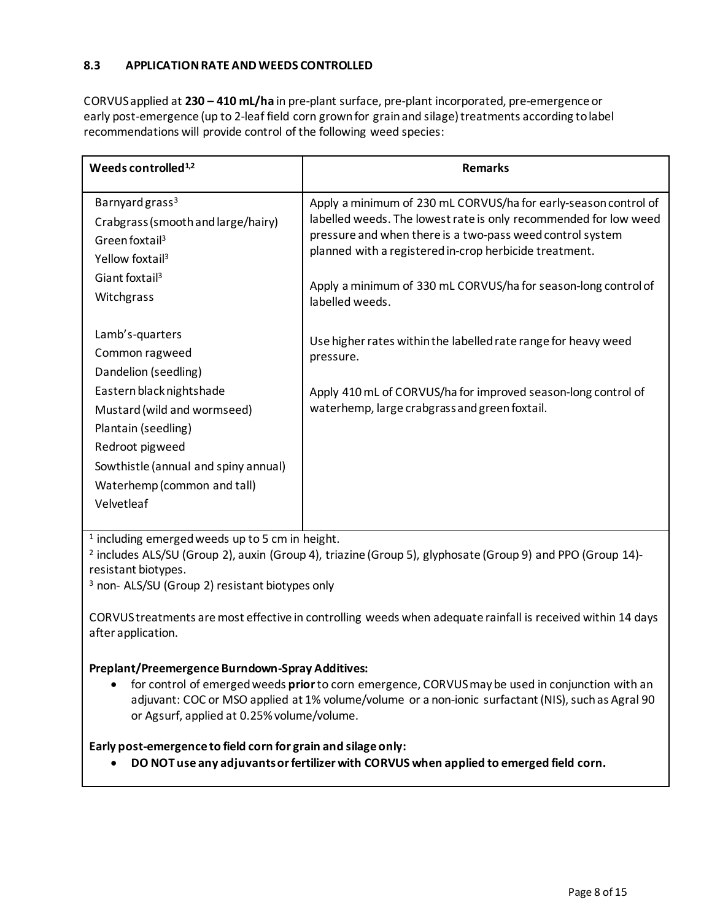### 8.3 APPLICATION RATE AND WEEDS CONTROLLED

CORVUS applied at **230 – 410 mL/ha** in pre-plant surface, pre-plant incorporated, pre-emergence or early post-emergence (up to 2-leaf field corn grown for grain and silage) treatments according to label recommendations will provide control of the following weed species:

| Weeds controlled[1,2] | Remarks |
|---|---|
| Barnyard grass[3]<br>Crabgrass (smooth and large/hairy)<br>Green foxtail[3]<br>Yellow foxtail[3]<br>Giant foxtail[3]<br>Witchgrass<br><br>Lamb's-quarters<br>Common ragweed<br>Dandelion (seedling)<br>Eastern black nightshade<br>Mustard (wild and wormseed)<br>Plantain (seedling)<br>Redroot pigweed<br>Sowthistle (annual and spiny annual)<br>Waterhemp (common and tall)<br>Velvetleaf | Apply a minimum of 230 mL CORVUS/ha for early-season control of labelled weeds. The lowest rate is only recommended for low weed pressure and when there is a two-pass weed control system planned with a registered in-crop herbicide treatment.<br><br>Apply a minimum of 330 mL CORVUS/ha for season-long control of labelled weeds.<br><br>Use higher rates within the labelled rate range for heavy weed pressure.<br><br>Apply 410 mL of CORVUS/ha for improved season-long control of waterhemp, large crabgrass and green foxtail. |

[1] including emerged weeds up to 5 cm in height.
[2] includes ALS/SU (Group 2), auxin (Group 4), triazine (Group 5), glyphosate (Group 9) and PPO (Group 14)-resistant biotypes.
[3] non- ALS/SU (Group 2) resistant biotypes only

CORVUS treatments are most effective in controlling weeds when adequate rainfall is received within 14 days after application.

**Preplant/Preemergence Burndown-Spray Additives:**

- for control of emerged weeds **prior** to corn emergence, CORVUS may be used in conjunction with an adjuvant: COC or MSO applied at 1% volume/volume or a non-ionic surfactant (NIS), such as Agral 90 or Agsurf, applied at 0.25% volume/volume.

**Early post-emergence to field corn for grain and silage only:**

- **DO NOT use any adjuvants or fertilizer with CORVUS when applied to emerged field corn.**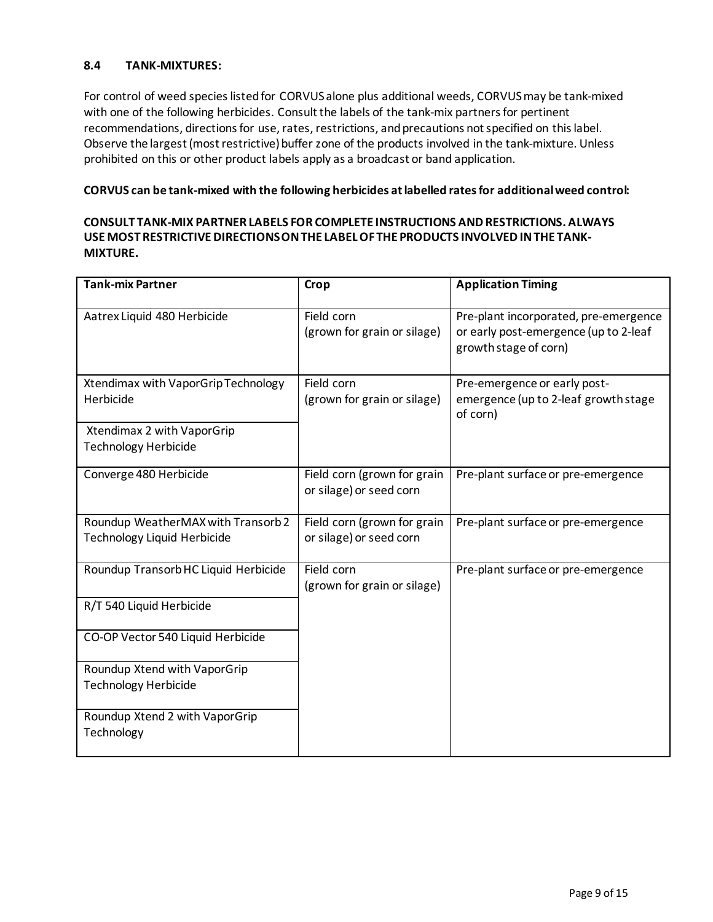### 8.4 TANK-MIXTURES:

For control of weed species listed for CORVUS alone plus additional weeds, CORVUS may be tank-mixed with one of the following herbicides. Consult the labels of the tank-mix partners for pertinent recommendations, directions for use, rates, restrictions, and precautions not specified on this label. Observe the largest (most restrictive) buffer zone of the products involved in the tank-mixture. Unless prohibited on this or other product labels apply as a broadcast or band application.

**CORVUS can be tank-mixed with the following herbicides at labelled rates for additional weed control:**

**CONSULT TANK-MIX PARTNER LABELS FOR COMPLETE INSTRUCTIONS AND RESTRICTIONS. ALWAYS USE MOST RESTRICTIVE DIRECTIONS ON THE LABEL OF THE PRODUCTS INVOLVED IN THE TANK-MIXTURE.**

| Tank-mix Partner | Crop | Application Timing |
|---|---|---|
| Aatrex Liquid 480 Herbicide | Field corn (grown for grain or silage) | Pre-plant incorporated, pre-emergence or early post-emergence (up to 2-leaf growth stage of corn) |
| Xtendimax with VaporGrip Technology Herbicide | Field corn (grown for grain or silage) | Pre-emergence or early post-emergence (up to 2-leaf growth stage of corn) |
| Xtendimax 2 with VaporGrip Technology Herbicide | | |
| Converge 480 Herbicide | Field corn (grown for grain or silage) or seed corn | Pre-plant surface or pre-emergence |
| Roundup WeatherMAX with Transorb 2 Technology Liquid Herbicide | Field corn (grown for grain or silage) or seed corn | Pre-plant surface or pre-emergence |
| Roundup Transorb HC Liquid Herbicide | Field corn (grown for grain or silage) | Pre-plant surface or pre-emergence |
| R/T 540 Liquid Herbicide | | |
| CO-OP Vector 540 Liquid Herbicide | | |
| Roundup Xtend with VaporGrip Technology Herbicide | | |
| Roundup Xtend 2 with VaporGrip Technology | | |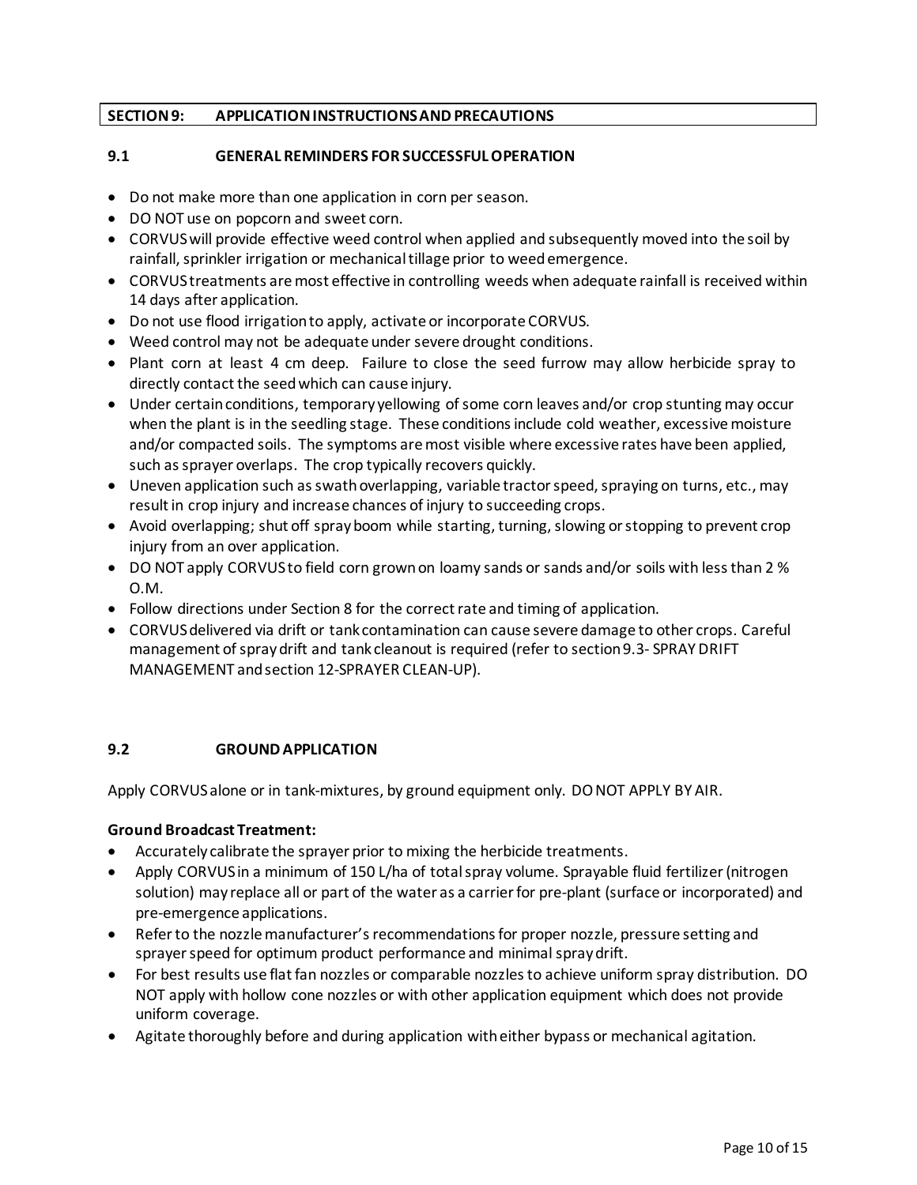## SECTION 9: APPLICATION INSTRUCTIONS AND PRECAUTIONS

### 9.1 GENERAL REMINDERS FOR SUCCESSFUL OPERATION

- Do not make more than one application in corn per season.
- DO NOT use on popcorn and sweet corn.
- CORVUS will provide effective weed control when applied and subsequently moved into the soil by rainfall, sprinkler irrigation or mechanical tillage prior to weed emergence.
- CORVUS treatments are most effective in controlling weeds when adequate rainfall is received within 14 days after application.
- Do not use flood irrigation to apply, activate or incorporate CORVUS.
- Weed control may not be adequate under severe drought conditions.
- Plant corn at least 4 cm deep. Failure to close the seed furrow may allow herbicide spray to directly contact the seed which can cause injury.
- Under certain conditions, temporary yellowing of some corn leaves and/or crop stunting may occur when the plant is in the seedling stage. These conditions include cold weather, excessive moisture and/or compacted soils. The symptoms are most visible where excessive rates have been applied, such as sprayer overlaps. The crop typically recovers quickly.
- Uneven application such as swath overlapping, variable tractor speed, spraying on turns, etc., may result in crop injury and increase chances of injury to succeeding crops.
- Avoid overlapping; shut off spray boom while starting, turning, slowing or stopping to prevent crop injury from an over application.
- DO NOT apply CORVUS to field corn grown on loamy sands or sands and/or soils with less than 2 % O.M.
- Follow directions under Section 8 for the correct rate and timing of application.
- CORVUS delivered via drift or tank contamination can cause severe damage to other crops. Careful management of spray drift and tank cleanout is required (refer to section 9.3- SPRAY DRIFT MANAGEMENT and section 12-SPRAYER CLEAN-UP).

### 9.2 GROUND APPLICATION

Apply CORVUS alone or in tank-mixtures, by ground equipment only. DO NOT APPLY BY AIR.

**Ground Broadcast Treatment:**

- Accurately calibrate the sprayer prior to mixing the herbicide treatments.
- Apply CORVUS in a minimum of 150 L/ha of total spray volume. Sprayable fluid fertilizer (nitrogen solution) may replace all or part of the water as a carrier for pre-plant (surface or incorporated) and pre-emergence applications.
- Refer to the nozzle manufacturer's recommendations for proper nozzle, pressure setting and sprayer speed for optimum product performance and minimal spray drift.
- For best results use flat fan nozzles or comparable nozzles to achieve uniform spray distribution. DO NOT apply with hollow cone nozzles or with other application equipment which does not provide uniform coverage.
- Agitate thoroughly before and during application with either bypass or mechanical agitation.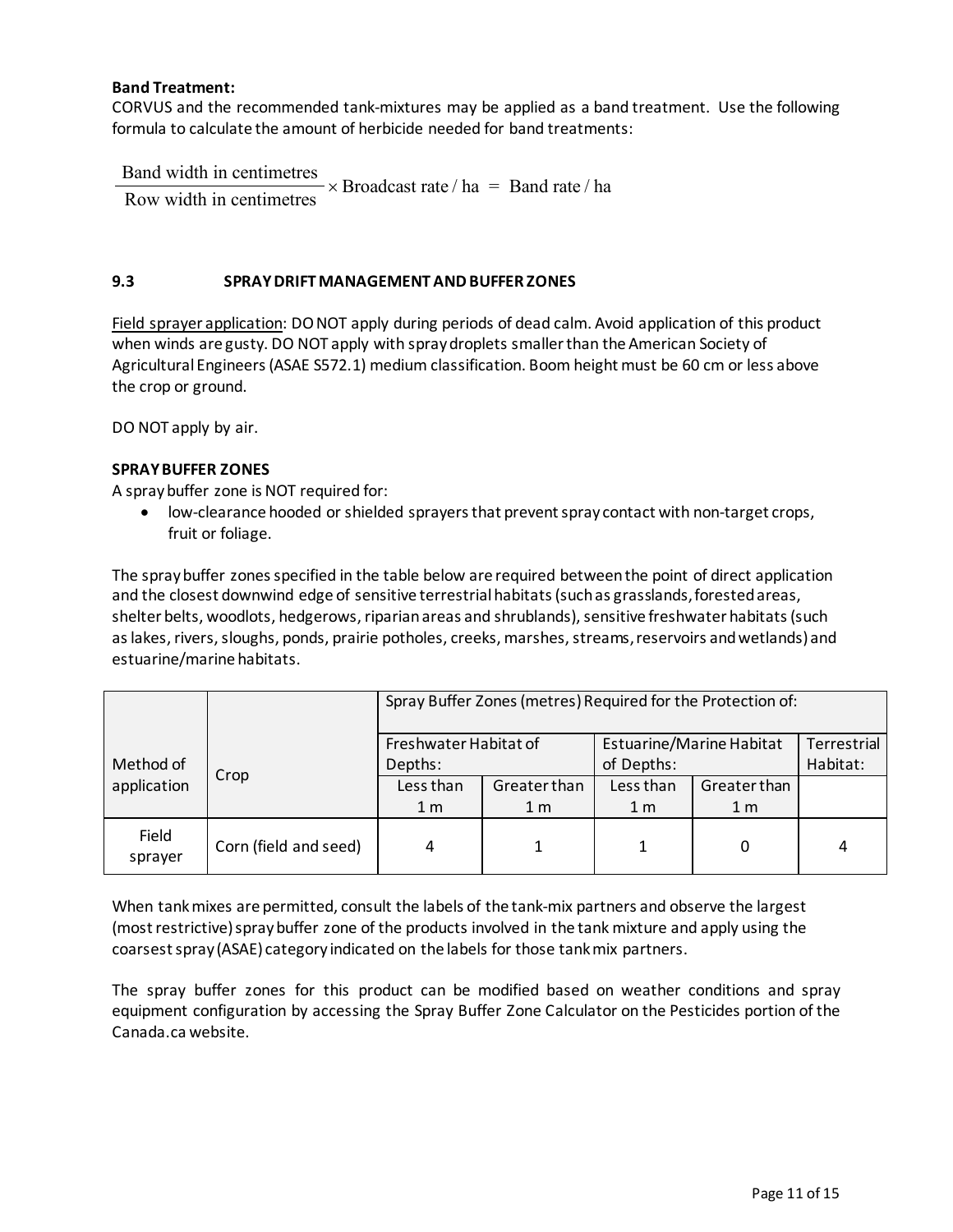**Band Treatment:**
CORVUS and the recommended tank-mixtures may be applied as a band treatment. Use the following formula to calculate the amount of herbicide needed for band treatments:

$$\frac{\text{Band width in centimetres}}{\text{Row width in centimetres}} \times \text{Broadcast rate / ha} = \text{Band rate / ha}$$

## 9.3 SPRAY DRIFT MANAGEMENT AND BUFFER ZONES

Field sprayer application: DO NOT apply during periods of dead calm. Avoid application of this product when winds are gusty. DO NOT apply with spray droplets smaller than the American Society of Agricultural Engineers (ASAE S572.1) medium classification. Boom height must be 60 cm or less above the crop or ground.

DO NOT apply by air.

**SPRAY BUFFER ZONES**

A spray buffer zone is NOT required for:

- low-clearance hooded or shielded sprayers that prevent spray contact with non-target crops, fruit or foliage.

The spray buffer zones specified in the table below are required between the point of direct application and the closest downwind edge of sensitive terrestrial habitats (such as grasslands, forested areas, shelter belts, woodlots, hedgerows, riparian areas and shrublands), sensitive freshwater habitats (such as lakes, rivers, sloughs, ponds, prairie potholes, creeks, marshes, streams, reservoirs and wetlands) and estuarine/marine habitats.

| Method of application | Crop | Spray Buffer Zones (metres) Required for the Protection of: | | | | |
|---|---|---|---|---|---|---|
| | | Freshwater Habitat of Depths: | | Estuarine/Marine Habitat of Depths: | | Terrestrial Habitat: |
| | | Less than 1 m | Greater than 1 m | Less than 1 m | Greater than 1 m | |
| Field sprayer | Corn (field and seed) | 4 | 1 | 1 | 0 | 4 |

When tank mixes are permitted, consult the labels of the tank-mix partners and observe the largest (most restrictive) spray buffer zone of the products involved in the tank mixture and apply using the coarsest spray (ASAE) category indicated on the labels for those tank mix partners.

The spray buffer zones for this product can be modified based on weather conditions and spray equipment configuration by accessing the Spray Buffer Zone Calculator on the Pesticides portion of the Canada.ca website.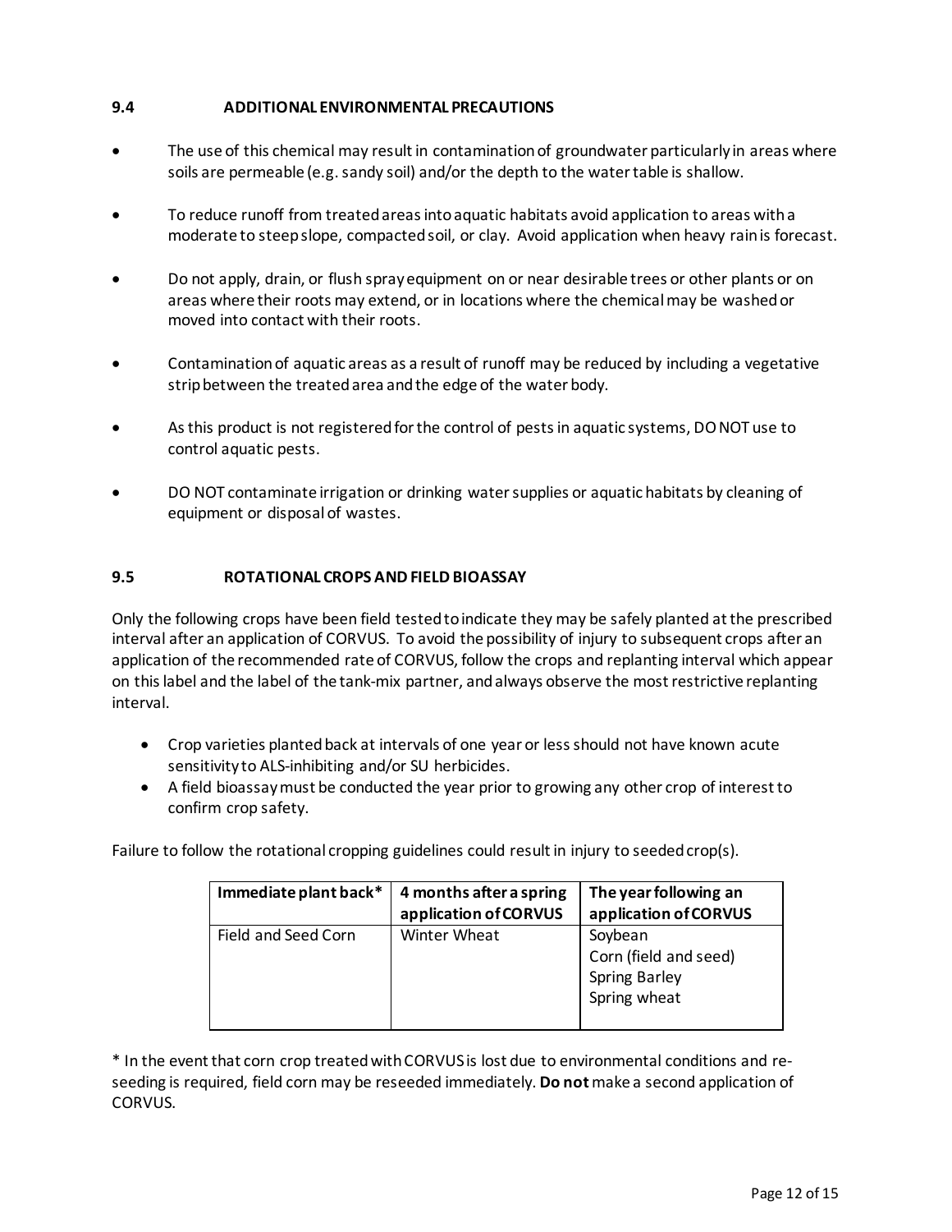### 9.4 ADDITIONAL ENVIRONMENTAL PRECAUTIONS

- The use of this chemical may result in contamination of groundwater particularly in areas where soils are permeable (e.g. sandy soil) and/or the depth to the water table is shallow.
- To reduce runoff from treated areas into aquatic habitats avoid application to areas with a moderate to steep slope, compacted soil, or clay. Avoid application when heavy rain is forecast.
- Do not apply, drain, or flush spray equipment on or near desirable trees or other plants or on areas where their roots may extend, or in locations where the chemical may be washed or moved into contact with their roots.
- Contamination of aquatic areas as a result of runoff may be reduced by including a vegetative strip between the treated area and the edge of the water body.
- As this product is not registered for the control of pests in aquatic systems, DO NOT use to control aquatic pests.
- DO NOT contaminate irrigation or drinking water supplies or aquatic habitats by cleaning of equipment or disposal of wastes.

### 9.5 ROTATIONAL CROPS AND FIELD BIOASSAY

Only the following crops have been field tested to indicate they may be safely planted at the prescribed interval after an application of CORVUS. To avoid the possibility of injury to subsequent crops after an application of the recommended rate of CORVUS, follow the crops and replanting interval which appear on this label and the label of the tank-mix partner, and always observe the most restrictive replanting interval.

- Crop varieties planted back at intervals of one year or less should not have known acute sensitivity to ALS-inhibiting and/or SU herbicides.
- A field bioassay must be conducted the year prior to growing any other crop of interest to confirm crop safety.

Failure to follow the rotational cropping guidelines could result in injury to seeded crop(s).

| Immediate plant back* | 4 months after a spring application of CORVUS | The year following an application of CORVUS |
|---|---|---|
| Field and Seed Corn | Winter Wheat | Soybean<br>Corn (field and seed)<br>Spring Barley<br>Spring wheat |

* In the event that corn crop treated with CORVUS is lost due to environmental conditions and re-seeding is required, field corn may be reseeded immediately. **Do not** make a second application of CORVUS.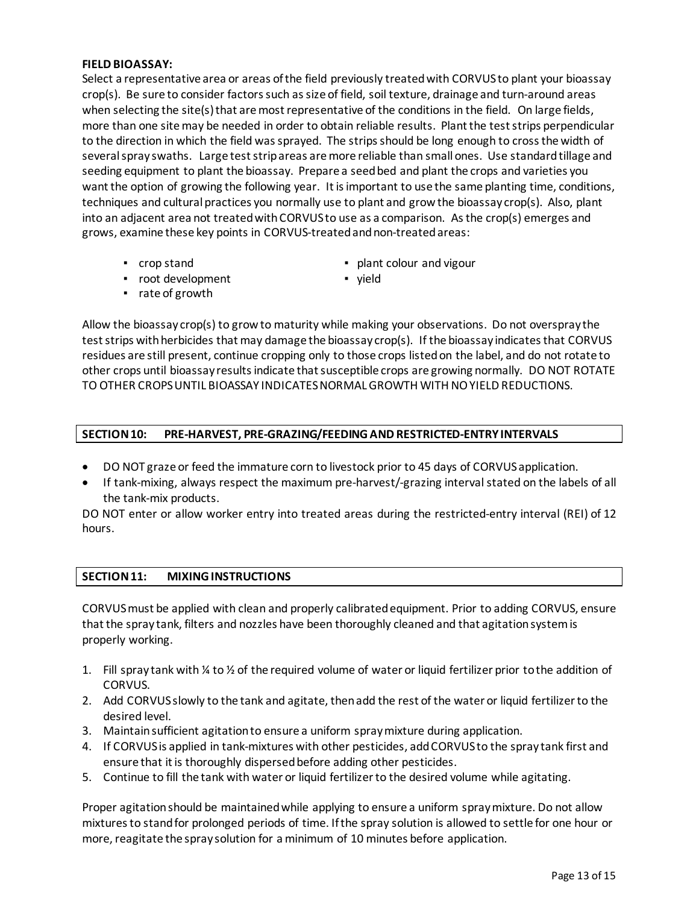**FIELD BIOASSAY:**

Select a representative area or areas of the field previously treated with CORVUS to plant your bioassay crop(s). Be sure to consider factors such as size of field, soil texture, drainage and turn-around areas when selecting the site(s) that are most representative of the conditions in the field. On large fields, more than one site may be needed in order to obtain reliable results. Plant the test strips perpendicular to the direction in which the field was sprayed. The strips should be long enough to cross the width of several spray swaths. Large test strip areas are more reliable than small ones. Use standard tillage and seeding equipment to plant the bioassay. Prepare a seed bed and plant the crops and varieties you want the option of growing the following year. It is important to use the same planting time, conditions, techniques and cultural practices you normally use to plant and grow the bioassay crop(s). Also, plant into an adjacent area not treated with CORVUS to use as a comparison. As the crop(s) emerges and grows, examine these key points in CORVUS-treated and non-treated areas:

- crop stand
- root development
- rate of growth
- plant colour and vigour
- yield

Allow the bioassay crop(s) to grow to maturity while making your observations. Do not overspray the test strips with herbicides that may damage the bioassay crop(s). If the bioassay indicates that CORVUS residues are still present, continue cropping only to those crops listed on the label, and do not rotate to other crops until bioassay results indicate that susceptible crops are growing normally. DO NOT ROTATE TO OTHER CROPS UNTIL BIOASSAY INDICATES NORMAL GROWTH WITH NO YIELD REDUCTIONS.

## SECTION 10: PRE-HARVEST, PRE-GRAZING/FEEDING AND RESTRICTED-ENTRY INTERVALS

- DO NOT graze or feed the immature corn to livestock prior to 45 days of CORVUS application.
- If tank-mixing, always respect the maximum pre-harvest/-grazing interval stated on the labels of all the tank-mix products.

DO NOT enter or allow worker entry into treated areas during the restricted-entry interval (REI) of 12 hours.

## SECTION 11: MIXING INSTRUCTIONS

CORVUS must be applied with clean and properly calibrated equipment. Prior to adding CORVUS, ensure that the spray tank, filters and nozzles have been thoroughly cleaned and that agitation system is properly working.

1. Fill spray tank with ¼ to ½ of the required volume of water or liquid fertilizer prior to the addition of CORVUS.
2. Add CORVUS slowly to the tank and agitate, then add the rest of the water or liquid fertilizer to the desired level.
3. Maintain sufficient agitation to ensure a uniform spray mixture during application.
4. If CORVUS is applied in tank-mixtures with other pesticides, add CORVUS to the spray tank first and ensure that it is thoroughly dispersed before adding other pesticides.
5. Continue to fill the tank with water or liquid fertilizer to the desired volume while agitating.

Proper agitation should be maintained while applying to ensure a uniform spray mixture. Do not allow mixtures to stand for prolonged periods of time. If the spray solution is allowed to settle for one hour or more, reagitate the spray solution for a minimum of 10 minutes before application.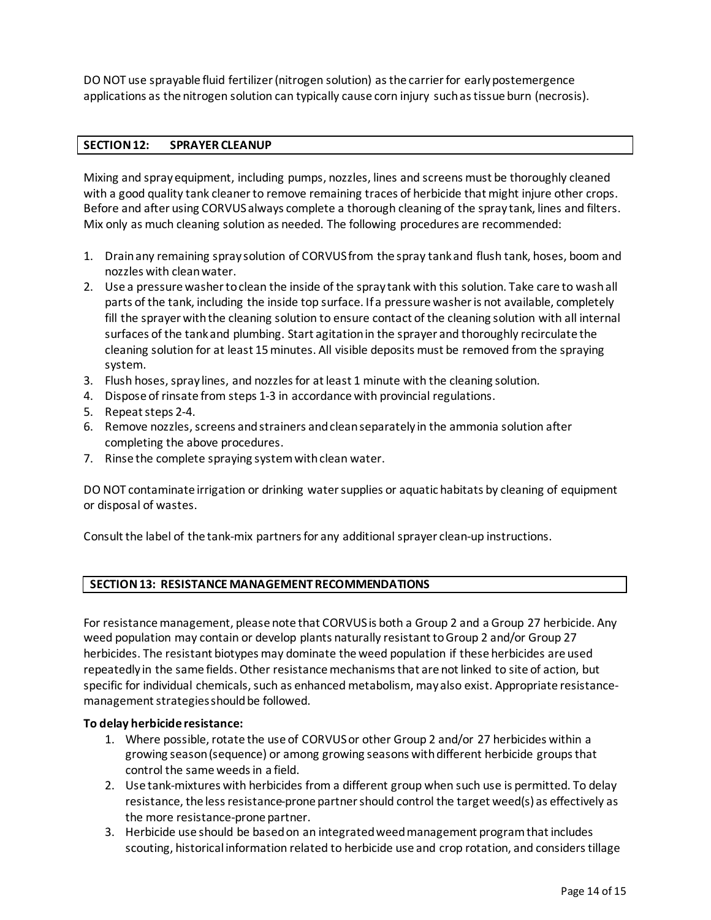DO NOT use sprayable fluid fertilizer (nitrogen solution) as the carrier for early postemergence applications as the nitrogen solution can typically cause corn injury such as tissue burn (necrosis).

## SECTION 12: SPRAYER CLEANUP

Mixing and spray equipment, including pumps, nozzles, lines and screens must be thoroughly cleaned with a good quality tank cleaner to remove remaining traces of herbicide that might injure other crops. Before and after using CORVUS always complete a thorough cleaning of the spray tank, lines and filters. Mix only as much cleaning solution as needed. The following procedures are recommended:

1. Drain any remaining spray solution of CORVUS from the spray tank and flush tank, hoses, boom and nozzles with clean water.
2. Use a pressure washer to clean the inside of the spray tank with this solution. Take care to wash all parts of the tank, including the inside top surface. If a pressure washer is not available, completely fill the sprayer with the cleaning solution to ensure contact of the cleaning solution with all internal surfaces of the tank and plumbing. Start agitation in the sprayer and thoroughly recirculate the cleaning solution for at least 15 minutes. All visible deposits must be removed from the spraying system.
3. Flush hoses, spray lines, and nozzles for at least 1 minute with the cleaning solution.
4. Dispose of rinsate from steps 1-3 in accordance with provincial regulations.
5. Repeat steps 2-4.
6. Remove nozzles, screens and strainers and clean separately in the ammonia solution after completing the above procedures.
7. Rinse the complete spraying system with clean water.

DO NOT contaminate irrigation or drinking water supplies or aquatic habitats by cleaning of equipment or disposal of wastes.

Consult the label of the tank-mix partners for any additional sprayer clean-up instructions.

## SECTION 13: RESISTANCE MANAGEMENT RECOMMENDATIONS

For resistance management, please note that CORVUS is both a Group 2 and a Group 27 herbicide. Any weed population may contain or develop plants naturally resistant to Group 2 and/or Group 27 herbicides. The resistant biotypes may dominate the weed population if these herbicides are used repeatedly in the same fields. Other resistance mechanisms that are not linked to site of action, but specific for individual chemicals, such as enhanced metabolism, may also exist. Appropriate resistance-management strategies should be followed.

**To delay herbicide resistance:**

1. Where possible, rotate the use of CORVUS or other Group 2 and/or 27 herbicides within a growing season (sequence) or among growing seasons with different herbicide groups that control the same weeds in a field.
2. Use tank-mixtures with herbicides from a different group when such use is permitted. To delay resistance, the less resistance-prone partner should control the target weed(s) as effectively as the more resistance-prone partner.
3. Herbicide use should be based on an integrated weed management program that includes scouting, historical information related to herbicide use and crop rotation, and considers tillage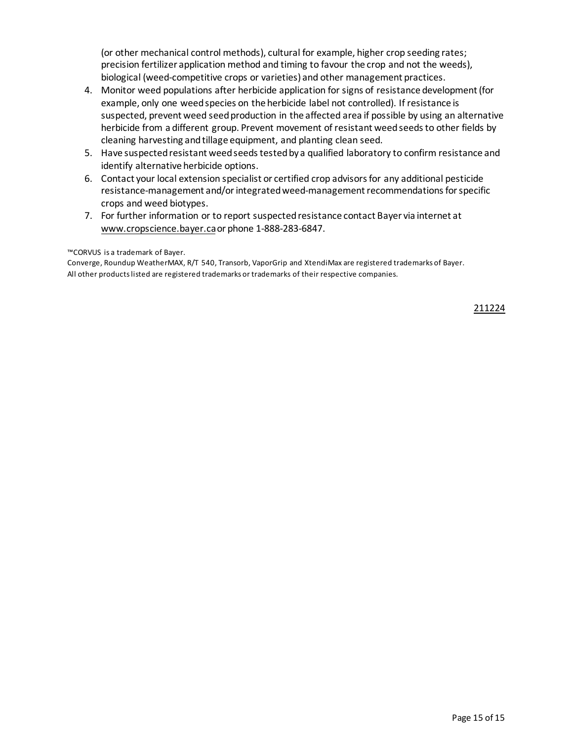(or other mechanical control methods), cultural for example, higher crop seeding rates; precision fertilizer application method and timing to favour the crop and not the weeds), biological (weed-competitive crops or varieties) and other management practices.

4. Monitor weed populations after herbicide application for signs of resistance development (for example, only one weed species on the herbicide label not controlled). If resistance is suspected, prevent weed seed production in the affected area if possible by using an alternative herbicide from a different group. Prevent movement of resistant weed seeds to other fields by cleaning harvesting and tillage equipment, and planting clean seed.
5. Have suspected resistant weed seeds tested by a qualified laboratory to confirm resistance and identify alternative herbicide options.
6. Contact your local extension specialist or certified crop advisors for any additional pesticide resistance-management and/or integrated weed-management recommendations for specific crops and weed biotypes.
7. For further information or to report suspected resistance contact Bayer via internet at www.cropscience.bayer.ca or phone 1-888-283-6847.

™CORVUS is a trademark of Bayer.
Converge, Roundup WeatherMAX, R/T 540, Transorb, VaporGrip and XtendiMax are registered trademarks of Bayer.
All other products listed are registered trademarks or trademarks of their respective companies.

211224